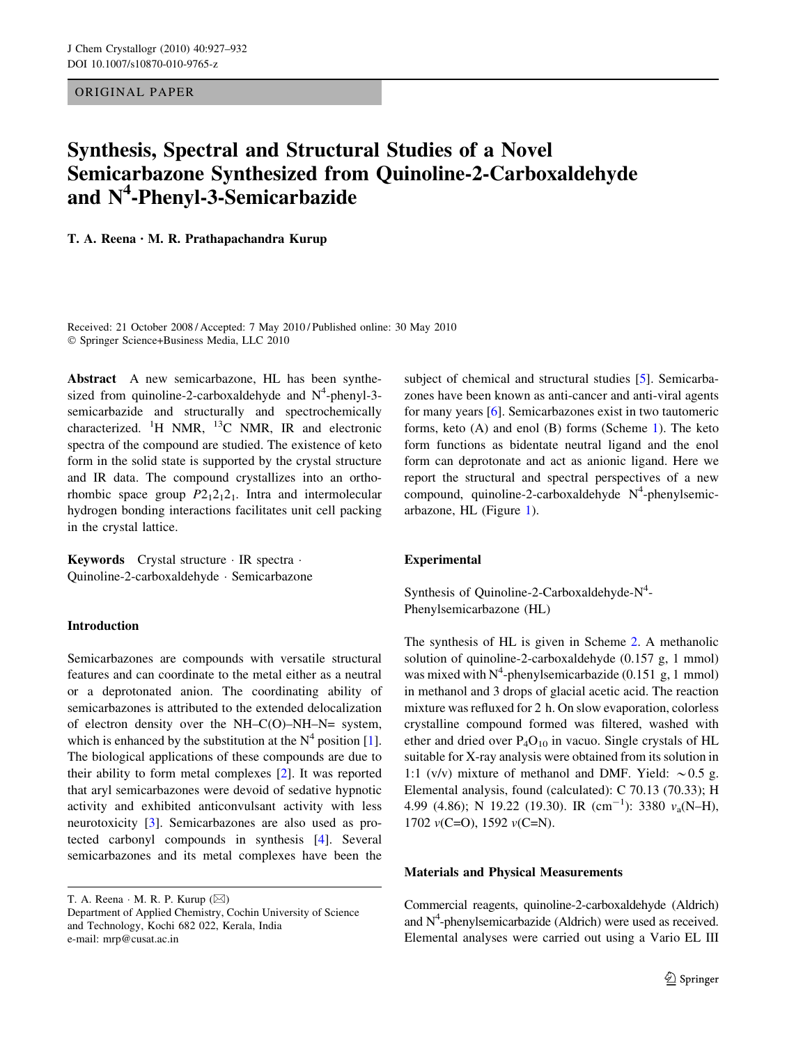ORIGINAL PAPER

# Synthesis, Spectral and Structural Studies of a Novel Semicarbazone Synthesized from Quinoline-2-Carboxaldehyde and N$^4$-Phenyl-3-Semicarbazide

**T. A. Reena · M. R. Prathapachandra Kurup**

Received: 21 October 2008 / Accepted: 7 May 2010 / Published online: 30 May 2010
© Springer Science+Business Media, LLC 2010

**Abstract** A new semicarbazone, HL has been synthesized from quinoline-2-carboxaldehyde and N$^4$-phenyl-3-semicarbazide and structurally and spectrochemically characterized. $^1$H NMR, $^{13}$C NMR, IR and electronic spectra of the compound are studied. The existence of keto form in the solid state is supported by the crystal structure and IR data. The compound crystallizes into an orthorhombic space group $P2_12_12_1$. Intra and intermolecular hydrogen bonding interactions facilitates unit cell packing in the crystal lattice.

**Keywords** Crystal structure · IR spectra · Quinoline-2-carboxaldehyde · Semicarbazone

## Introduction

Semicarbazones are compounds with versatile structural features and can coordinate to the metal either as a neutral or a deprotonated anion. The coordinating ability of semicarbazones is attributed to the extended delocalization of electron density over the NH–C(O)–NH–N= system, which is enhanced by the substitution at the N$^4$ position [1]. The biological applications of these compounds are due to their ability to form metal complexes [2]. It was reported that aryl semicarbazones were devoid of sedative hypnotic activity and exhibited anticonvulsant activity with less neurotoxicity [3]. Semicarbazones are also used as protected carbonyl compounds in synthesis [4]. Several semicarbazones and its metal complexes have been the subject of chemical and structural studies [5]. Semicarbazones have been known as anti-cancer and anti-viral agents for many years [6]. Semicarbazones exist in two tautomeric forms, keto (A) and enol (B) forms (Scheme 1). The keto form functions as bidentate neutral ligand and the enol form can deprotonate and act as anionic ligand. Here we report the structural and spectral perspectives of a new compound, quinoline-2-carboxaldehyde N$^4$-phenylsemicarbazone, HL (Figure 1).

## Experimental

### Synthesis of Quinoline-2-Carboxaldehyde-N$^4$-Phenylsemicarbazone (HL)

The synthesis of HL is given in Scheme 2. A methanolic solution of quinoline-2-carboxaldehyde (0.157 g, 1 mmol) was mixed with N$^4$-phenylsemicarbazide (0.151 g, 1 mmol) in methanol and 3 drops of glacial acetic acid. The reaction mixture was refluxed for 2 h. On slow evaporation, colorless crystalline compound formed was filtered, washed with ether and dried over $P_4O_{10}$ in vacuo. Single crystals of HL suitable for X-ray analysis were obtained from its solution in 1:1 (v/v) mixture of methanol and DMF. Yield: ~0.5 g. Elemental analysis, found (calculated): C 70.13 (70.33); H 4.99 (4.86); N 19.22 (19.30). IR (cm$^{-1}$): 3380 $\nu_a$(N–H), 1702 $\nu$(C=O), 1592 $\nu$(C=N).

### Materials and Physical Measurements

Commercial reagents, quinoline-2-carboxaldehyde (Aldrich) and N$^4$-phenylsemicarbazide (Aldrich) were used as received. Elemental analyses were carried out using a Vario EL III

T. A. Reena · M. R. P. Kurup (✉)
Department of Applied Chemistry, Cochin University of Science and Technology, Kochi 682 022, Kerala, India
e-mail: mrp@cusat.ac.in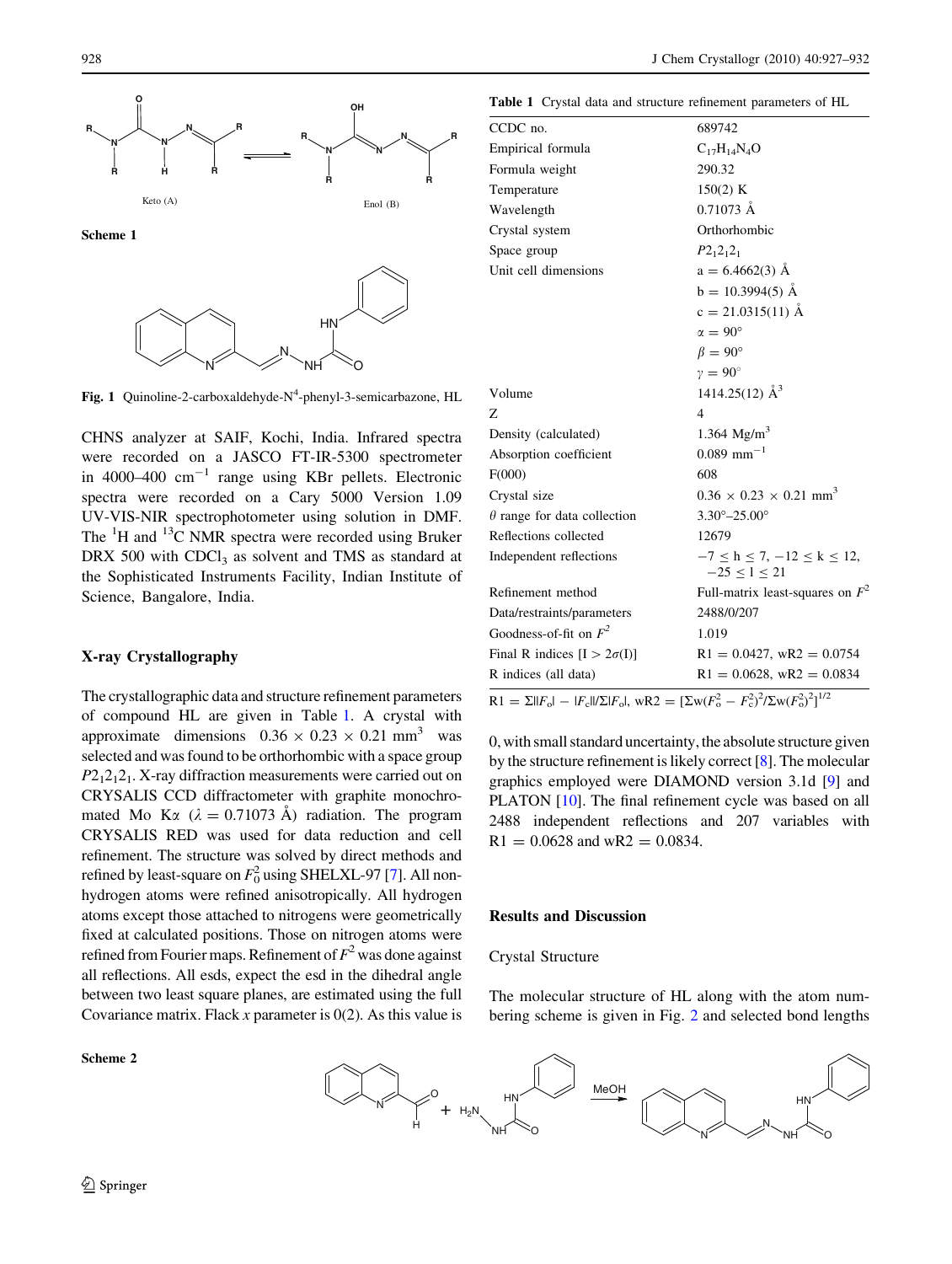Scheme 1

Fig. 1 Quinoline-2-carboxaldehyde-$N^4$-phenyl-3-semicarbazone, HL

CHNS analyzer at SAIF, Kochi, India. Infrared spectra were recorded on a JASCO FT-IR-5300 spectrometer in 4000–400 $cm^{-1}$ range using KBr pellets. Electronic spectra were recorded on a Cary 5000 Version 1.09 UV-VIS-NIR spectrophotometer using solution in DMF. The $^{1}H$ and $^{13}C$ NMR spectra were recorded using Bruker DRX 500 with $CDCl_3$ as solvent and TMS as standard at the Sophisticated Instruments Facility, Indian Institute of Science, Bangalore, India.

## X-ray Crystallography

The crystallographic data and structure refinement parameters of compound HL are given in Table 1. A crystal with approximate dimensions $0.36 \times 0.23 \times 0.21$ $mm^3$ was selected and was found to be orthorhombic with a space group $P2_12_12_1$. X-ray diffraction measurements were carried out on CRYSALIS CCD diffractometer with graphite monochromated Mo K$\alpha$ ($\lambda = 0.71073$ Å) radiation. The program CRYSALIS RED was used for data reduction and cell refinement. The structure was solved by direct methods and refined by least-square on $F_0^2$ using SHELXL-97 [7]. All non-hydrogen atoms were refined anisotropically. All hydrogen atoms except those attached to nitrogens were geometrically fixed at calculated positions. Those on nitrogen atoms were refined from Fourier maps. Refinement of $F^2$ was done against all reflections. All esds, expect the esd in the dihedral angle between two least square planes, are estimated using the full Covariance matrix. Flack $x$ parameter is 0(2). As this value is 0, with small standard uncertainty, the absolute structure given by the structure refinement is likely correct [8]. The molecular graphics employed were DIAMOND version 3.1d [9] and PLATON [10]. The final refinement cycle was based on all 2488 independent reflections and 207 variables with R1 = 0.0628 and wR2 = 0.0834.

**Table 1** Crystal data and structure refinement parameters of HL

| | |
|---|---|
| CCDC no. | 689742 |
| Empirical formula | $C_{17}H_{14}N_4O$ |
| Formula weight | 290.32 |
| Temperature | 150(2) K |
| Wavelength | 0.71073 Å |
| Crystal system | Orthorhombic |
| Space group | $P2_12_12_1$ |
| Unit cell dimensions | a = 6.4662(3) Å |
| | b = 10.3994(5) Å |
| | c = 21.0315(11) Å |
| | $\alpha = 90°$ |
| | $\beta = 90°$ |
| | $\gamma = 90°$ |
| Volume | 1414.25(12) $Å^3$ |
| Z | 4 |
| Density (calculated) | 1.364 $Mg/m^3$ |
| Absorption coefficient | 0.089 $mm^{-1}$ |
| F(000) | 608 |
| Crystal size | $0.36 \times 0.23 \times 0.21$ $mm^3$ |
| $\theta$ range for data collection | 3.30°–25.00° |
| Reflections collected | 12679 |
| Independent reflections | $-7 \le h \le 7$, $-12 \le k \le 12$, $-25 \le l \le 21$ |
| Refinement method | Full-matrix least-squares on $F^2$ |
| Data/restraints/parameters | 2488/0/207 |
| Goodness-of-fit on $F^2$ | 1.019 |
| Final R indices [I > 2σ(I)] | R1 = 0.0427, wR2 = 0.0754 |
| R indices (all data) | R1 = 0.0628, wR2 = 0.0834 |

$R1 = \Sigma||F_o| - |F_c||/\Sigma|F_o|$, $wR2 = [\Sigma w(F_o^2 - F_c^2)^2/\Sigma w(F_o^2)^2]^{1/2}$

## Results and Discussion

### Crystal Structure

The molecular structure of HL along with the atom numbering scheme is given in Fig. 2 and selected bond lengths

Scheme 2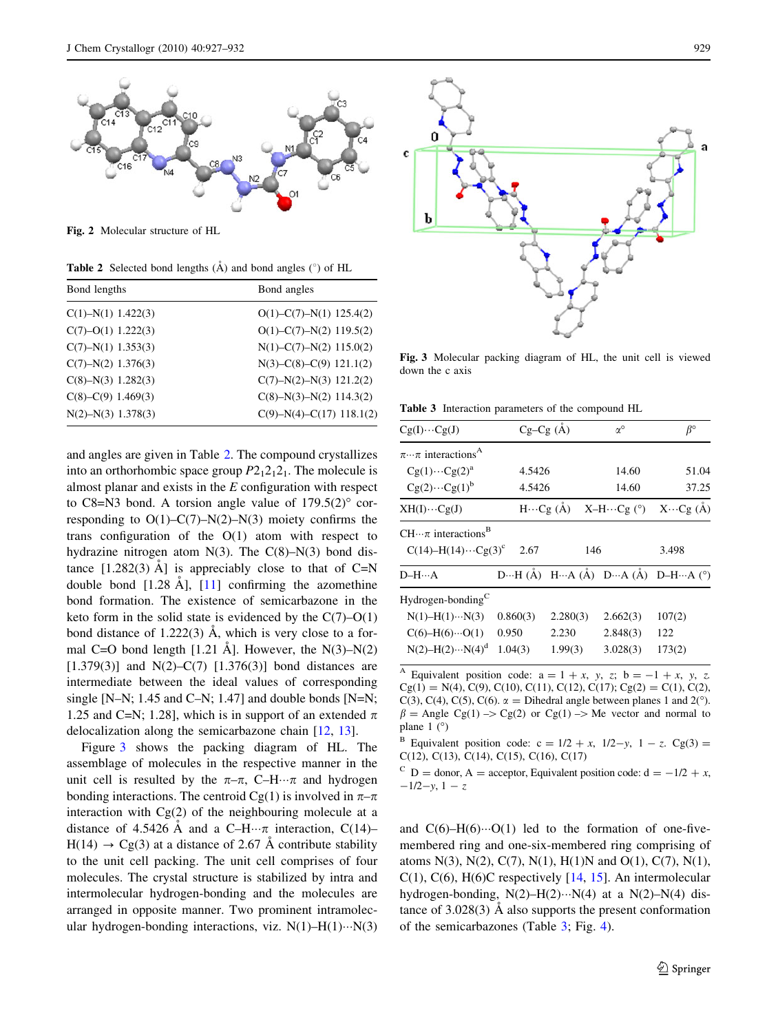Fig. 2 Molecular structure of HL

Table 2 Selected bond lengths (Å) and bond angles (°) of HL

| Bond lengths | Bond angles |
| --- | --- |
| C(1)–N(1) 1.422(3) | O(1)–C(7)–N(1) 125.4(2) |
| C(7)–O(1) 1.222(3) | O(1)–C(7)–N(2) 119.5(2) |
| C(7)–N(1) 1.353(3) | N(1)–C(7)–N(2) 115.0(2) |
| C(7)–N(2) 1.376(3) | N(3)–C(8)–C(9) 121.1(2) |
| C(8)–N(3) 1.282(3) | C(7)–N(2)–N(3) 121.2(2) |
| C(8)–C(9) 1.469(3) | C(8)–N(3)–N(2) 114.3(2) |
| N(2)–N(3) 1.378(3) | C(9)–N(4)–C(17) 118.1(2) |

and angles are given in Table 2. The compound crystallizes into an orthorhombic space group $P2_12_12_1$. The molecule is almost planar and exists in the *E* configuration with respect to C8=N3 bond. A torsion angle value of 179.5(2)° corresponding to O(1)–C(7)–N(2)–N(3) moiety confirms the trans configuration of the O(1) atom with respect to hydrazine nitrogen atom N(3). The C(8)–N(3) bond distance [1.282(3) Å] is appreciably close to that of C=N double bond [1.28 Å], [11] confirming the azomethine bond formation. The existence of semicarbazone in the keto form in the solid state is evidenced by the C(7)–O(1) bond distance of 1.222(3) Å, which is very close to a formal C=O bond length [1.21 Å]. However, the N(3)–N(2) [1.379(3)] and N(2)–C(7) [1.376(3)] bond distances are intermediate between the ideal values of corresponding single [N–N; 1.45 and C–N; 1.47] and double bonds [N=N; 1.25 and C=N; 1.28], which is in support of an extended π delocalization along the semicarbazone chain [12, 13].

Figure 3 shows the packing diagram of HL. The assemblage of molecules in the respective manner in the unit cell is resulted by the π–π, C–H···π and hydrogen bonding interactions. The centroid Cg(1) is involved in π–π interaction with Cg(2) of the neighbouring molecule at a distance of 4.5426 Å and a C–H···π interaction, C(14)–H(14) → Cg(3) at a distance of 2.67 Å contribute stability to the unit cell packing. The unit cell comprises of four molecules. The crystal structure is stabilized by intra and intermolecular hydrogen-bonding and the molecules are arranged in opposite manner. Two prominent intramolecular hydrogen-bonding interactions, viz. N(1)–H(1)···N(3) and C(6)–H(6)···O(1) led to the formation of one-five-membered ring and one-six-membered ring comprising of atoms N(3), N(2), C(7), N(1), H(1)N and O(1), C(7), N(1), C(1), C(6), H(6)C respectively [14, 15]. An intermolecular hydrogen-bonding, N(2)–H(2)···N(4) at a N(2)–N(4) distance of 3.028(3) Å also supports the present conformation of the semicarbazones (Table 3; Fig. 4).

Fig. 3 Molecular packing diagram of HL, the unit cell is viewed down the c axis

Table 3 Interaction parameters of the compound HL

| Cg(I)···Cg(J) | Cg–Cg (Å) | α° | β° |
| --- | --- | --- | --- |
| π···π interactions[A] | | | |
| Cg(1)···Cg(2)[a] | 4.5426 | 14.60 | 51.04 |
| Cg(2)···Cg(1)[b] | 4.5426 | 14.60 | 37.25 |
| **XH(I)···Cg(J)** | **H···Cg (Å)** | **X–H···Cg (°)** | **X···Cg (Å)** |
| CH···π interactions[B] | | | |
| C(14)–H(14)···Cg(3)[c] | 2.67 | 146 | 3.498 |

| D–H···A | D···H (Å) | H···A (Å) | D···A (Å) | D–H···A (°) |
| --- | --- | --- | --- | --- |
| Hydrogen-bonding[C] | | | | |
| N(1)–H(1)···N(3) | 0.860(3) | 2.280(3) | 2.662(3) | 107(2) |
| C(6)–H(6)···O(1) | 0.950 | 2.230 | 2.848(3) | 122 |
| N(2)–H(2)···N(4)[d] | 1.04(3) | 1.99(3) | 3.028(3) | 173(2) |

[A] Equivalent position code: a = 1 + *x*, *y*, *z*; b = −1 + *x*, *y*, *z*. Cg(1) = N(4), C(9), C(10), C(11), C(12), C(17); Cg(2) = C(1), C(2), C(3), C(4), C(5), C(6). α = Dihedral angle between planes 1 and 2(°). β = Angle Cg(1) –> Cg(2) or Cg(1) –> Me vector and normal to plane 1 (°)

[B] Equivalent position code: c = 1/2 + *x*, 1/2−*y*, 1 − *z*. Cg(3) = C(12), C(13), C(14), C(15), C(16), C(17)

[C] D = donor, A = acceptor, Equivalent position code: d = −1/2 + *x*, −1/2−*y*, 1 − *z*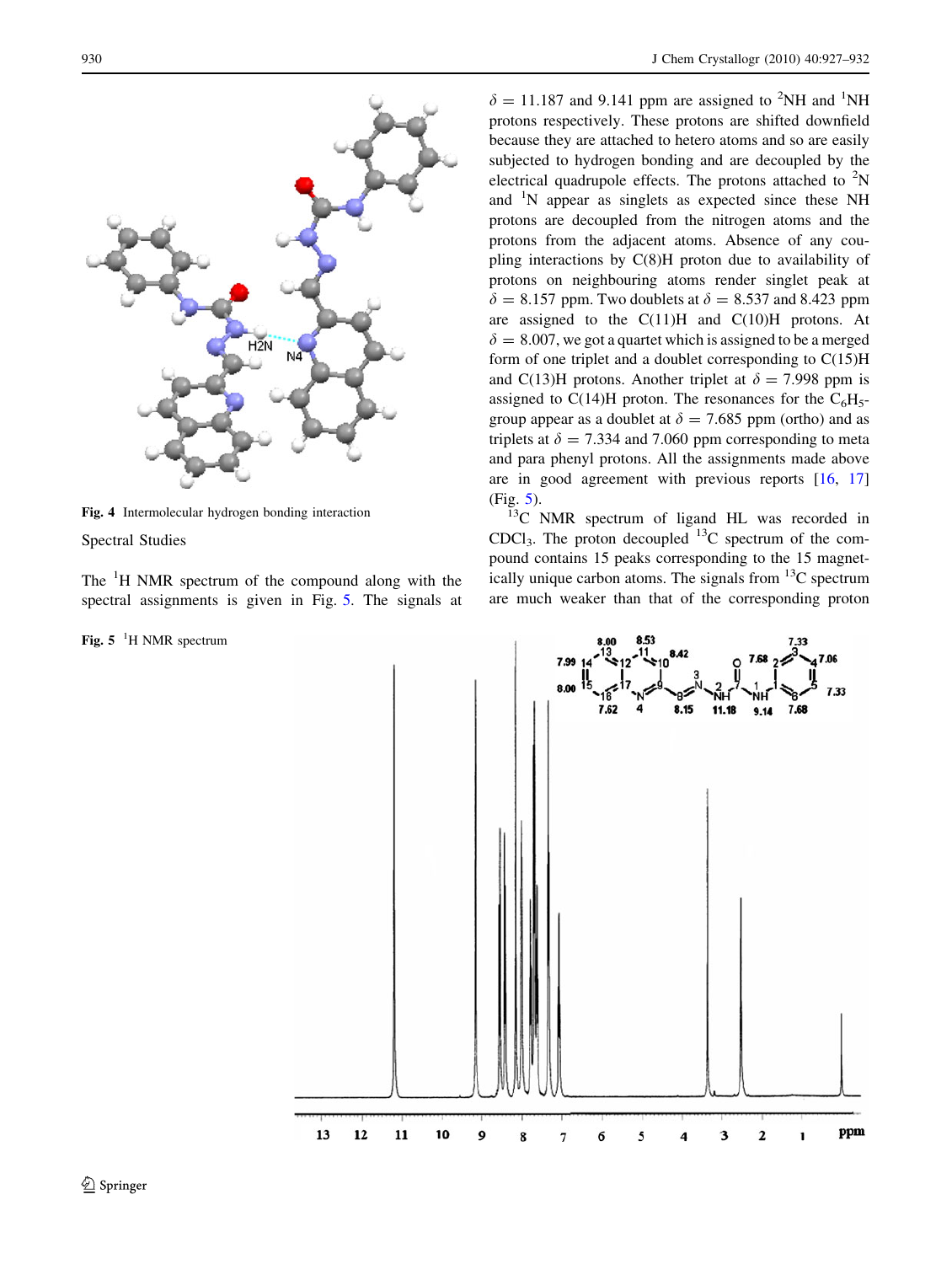Fig. 4 Intermolecular hydrogen bonding interaction

Spectral Studies

The $^{1}$H NMR spectrum of the compound along with the spectral assignments is given in Fig. 5. The signals at $\delta = 11.187$ and 9.141 ppm are assigned to $^{2}$NH and $^{1}$NH protons respectively. These protons are shifted downfield because they are attached to hetero atoms and so are easily subjected to hydrogen bonding and are decoupled by the electrical quadrupole effects. The protons attached to $^{2}$N and $^{1}$N appear as singlets as expected since these NH protons are decoupled from the nitrogen atoms and the protons from the adjacent atoms. Absence of any coupling interactions by C(8)H proton due to availability of protons on neighbouring atoms render singlet peak at $\delta = 8.157$ ppm. Two doublets at $\delta = 8.537$ and 8.423 ppm are assigned to the C(11)H and C(10)H protons. At $\delta = 8.007$, we got a quartet which is assigned to be a merged form of one triplet and a doublet corresponding to C(15)H and C(13)H protons. Another triplet at $\delta = 7.998$ ppm is assigned to C(14)H proton. The resonances for the $C_6H_5$-group appear as a doublet at $\delta = 7.685$ ppm (ortho) and as triplets at $\delta = 7.334$ and 7.060 ppm corresponding to meta and para phenyl protons. All the assignments made above are in good agreement with previous reports [16, 17] (Fig. 5).

$^{13}$C NMR spectrum of ligand HL was recorded in $CDCl_3$. The proton decoupled $^{13}$C spectrum of the compound contains 15 peaks corresponding to the 15 magnetically unique carbon atoms. The signals from $^{13}$C spectrum are much weaker than that of the corresponding proton

Fig. 5 $^{1}$H NMR spectrum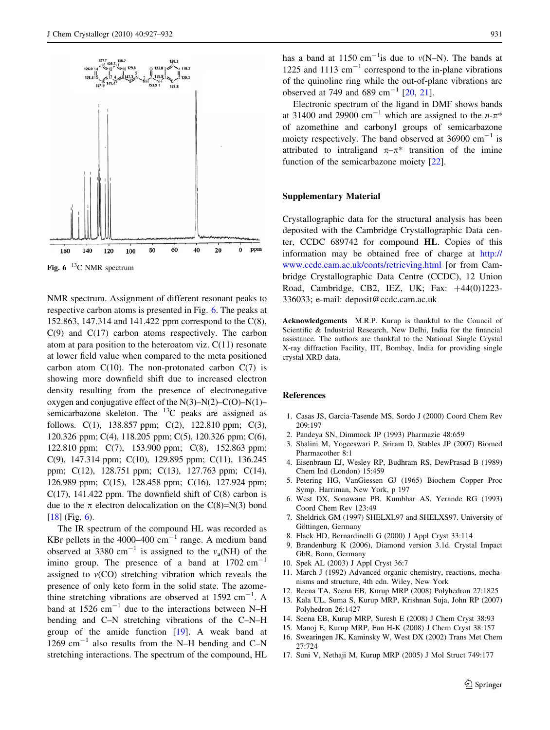Fig. 6 $^{13}$C NMR spectrum

NMR spectrum. Assignment of different resonant peaks to respective carbon atoms is presented in Fig. 6. The peaks at 152.863, 147.314 and 141.422 ppm correspond to the C(8), C(9) and C(17) carbon atoms respectively. The carbon atom at para position to the heteroatom viz. C(11) resonate at lower field value when compared to the meta positioned carbon atom C(10). The non-protonated carbon C(7) is showing more downfield shift due to increased electron density resulting from the presence of electronegative oxygen and conjugative effect of the N(3)–N(2)–C(O)–N(1)–semicarbazone skeleton. The $^{13}$C peaks are assigned as follows. C(1), 138.857 ppm; C(2), 122.810 ppm; C(3), 120.326 ppm; C(4), 118.205 ppm; C(5), 120.326 ppm; C(6), 122.810 ppm; C(7), 153.900 ppm; C(8), 152.863 ppm; C(9), 147.314 ppm; C(10), 129.895 ppm; C(11), 136.245 ppm; C(12), 128.751 ppm; C(13), 127.763 ppm; C(14), 126.989 ppm; C(15), 128.458 ppm; C(16), 127.924 ppm; C(17), 141.422 ppm. The downfield shift of C(8) carbon is due to the $\pi$ electron delocalization on the C(8)=N(3) bond [18] (Fig. 6).

The IR spectrum of the compound HL was recorded as KBr pellets in the 4000–400 cm$^{-1}$ range. A medium band observed at 3380 cm$^{-1}$ is assigned to the $\nu_a$(NH) of the imino group. The presence of a band at 1702 cm$^{-1}$ assigned to $\nu$(CO) stretching vibration which reveals the presence of only keto form in the solid state. The azomethine stretching vibrations are observed at 1592 cm$^{-1}$. A band at 1526 cm$^{-1}$ due to the interactions between N–H bending and C–N stretching vibrations of the C–N–H group of the amide function [19]. A weak band at 1269 cm$^{-1}$ also results from the N–H bending and C–N stretching interactions. The spectrum of the compound, HL has a band at 1150 cm$^{-1}$ is due to $\nu$(N–N). The bands at 1225 and 1113 cm$^{-1}$ correspond to the in-plane vibrations of the quinoline ring while the out-of-plane vibrations are observed at 749 and 689 cm$^{-1}$ [20, 21].

Electronic spectrum of the ligand in DMF shows bands at 31400 and 29900 cm$^{-1}$ which are assigned to the $n$-$\pi$* of azomethine and carbonyl groups of semicarbazone moiety respectively. The band observed at 36900 cm$^{-1}$ is attributed to intraligand $\pi$–$\pi$* transition of the imine function of the semicarbazone moiety [22].

## Supplementary Material

Crystallographic data for the structural analysis has been deposited with the Cambridge Crystallographic Data center, CCDC 689742 for compound **HL**. Copies of this information may be obtained free of charge at http://www.ccdc.cam.ac.uk/conts/retrieving.html [or from Cambridge Crystallographic Data Centre (CCDC), 12 Union Road, Cambridge, CB2, IEZ, UK; Fax: +44(0)1223-336033; e-mail: deposit@ccdc.cam.ac.uk

**Acknowledgements** M.R.P. Kurup is thankful to the Council of Scientific & Industrial Research, New Delhi, India for the financial assistance. The authors are thankful to the National Single Crystal X-ray diffraction Facility, IIT, Bombay, India for providing single crystal XRD data.

## References

1. Casas JS, Garcia-Tasende MS, Sordo J (2000) Coord Chem Rev 209:197
2. Pandeya SN, Dimmock JP (1993) Pharmazie 48:659
3. Shalini M, Yogeeswari P, Sriram D, Stables JP (2007) Biomed Pharmacother 8:1
4. Eisenbraun EJ, Wesley RP, Budhram RS, DewPrasad B (1989) Chem Ind (London) 15:459
5. Petering HG, VanGiessen GJ (1965) Biochem Copper Proc Symp. Harriman, New York, p 197
6. West DX, Sonawane PB, Kumbhar AS, Yerande RG (1993) Coord Chem Rev 123:49
7. Sheldrick GM (1997) SHELXL97 and SHELXS97. University of Göttingen, Germany
8. Flack HD, Bernardinelli G (2000) J Appl Cryst 33:114
9. Brandenburg K (2006), Diamond version 3.1d. Crystal Impact GbR, Bonn, Germany
10. Spek AL (2003) J Appl Cryst 36:7
11. March J (1992) Advanced organic chemistry, reactions, mechanisms and structure, 4th edn. Wiley, New York
12. Reena TA, Seena EB, Kurup MRP (2008) Polyhedron 27:1825
13. Kala UL, Suma S, Kurup MRP, Krishnan Suja, John RP (2007) Polyhedron 26:1427
14. Seena EB, Kurup MRP, Suresh E (2008) J Chem Cryst 38:93
15. Manoj E, Kurup MRP, Fun H-K (2008) J Chem Cryst 38:157
16. Swearingen JK, Kaminsky W, West DX (2002) Trans Met Chem 27:724
17. Suni V, Nethaji M, Kurup MRP (2005) J Mol Struct 749:177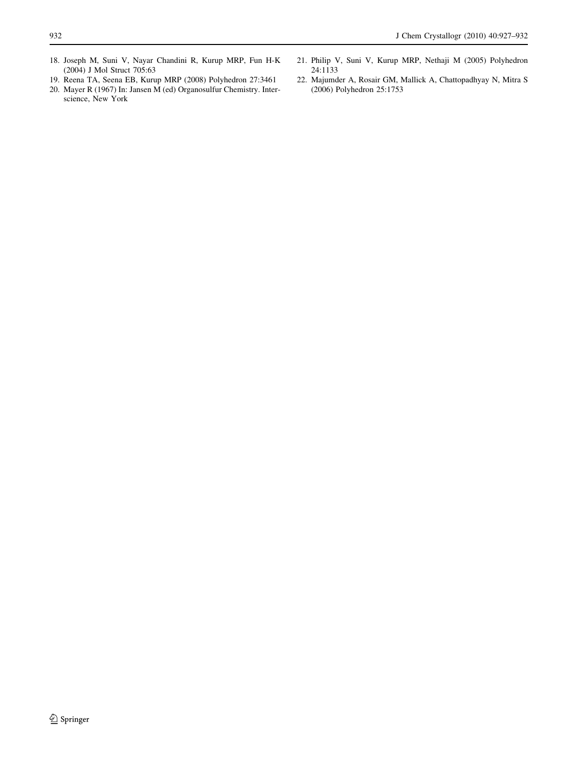18. Joseph M, Suni V, Nayar Chandini R, Kurup MRP, Fun H-K (2004) J Mol Struct 705:63
19. Reena TA, Seena EB, Kurup MRP (2008) Polyhedron 27:3461
20. Mayer R (1967) In: Jansen M (ed) Organosulfur Chemistry. Interscience, New York
21. Philip V, Suni V, Kurup MRP, Nethaji M (2005) Polyhedron 24:1133
22. Majumder A, Rosair GM, Mallick A, Chattopadhyay N, Mitra S (2006) Polyhedron 25:1753